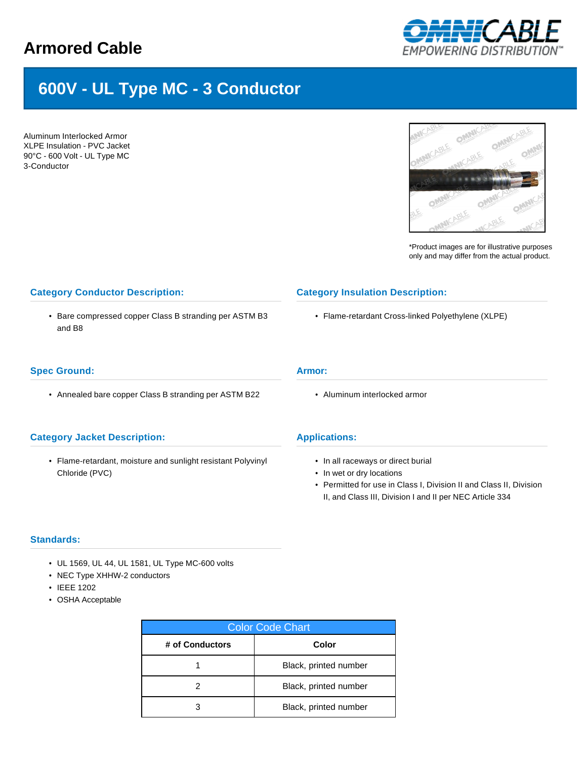# Armored Cable

## 600V - UL Type MC - 3 Conductor

Aluminum Interlocked Armor
XLPE Insulation - PVC Jacket
90°C - 600 Volt - UL Type MC
3-Conductor

*Product images are for illustrative purposes only and may differ from the actual product.

### Category Conductor Description:

- Bare compressed copper Class B stranding per ASTM B3 and B8

### Category Insulation Description:

- Flame-retardant Cross-linked Polyethylene (XLPE)

### Spec Ground:

- Annealed bare copper Class B stranding per ASTM B22

### Armor:

- Aluminum interlocked armor

### Category Jacket Description:

- Flame-retardant, moisture and sunlight resistant Polyvinyl Chloride (PVC)

### Applications:

- In all raceways or direct burial
- In wet or dry locations
- Permitted for use in Class I, Division II and Class II, Division II, and Class III, Division I and II per NEC Article 334

### Standards:

- UL 1569, UL 44, UL 1581, UL Type MC-600 volts
- NEC Type XHHW-2 conductors
- IEEE 1202
- OSHA Acceptable

| Color Code Chart | |
|---|---|
| **# of Conductors** | **Color** |
| 1 | Black, printed number |
| 2 | Black, printed number |
| 3 | Black, printed number |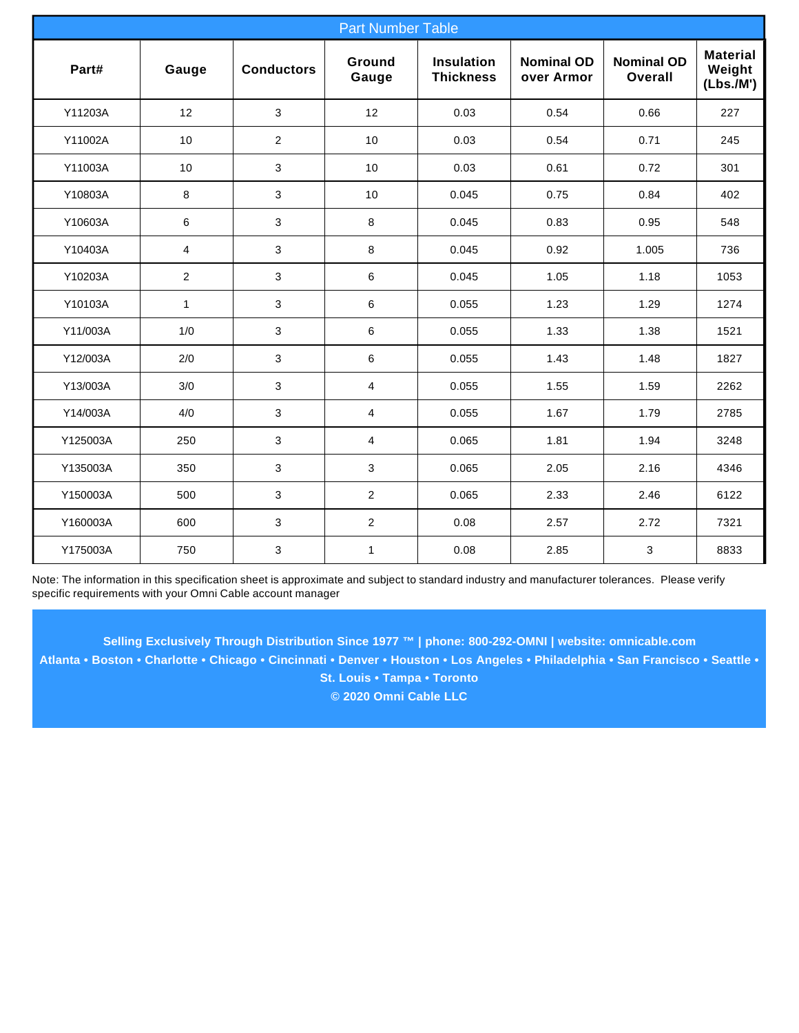## Part Number Table

| Part# | Gauge | Conductors | Ground Gauge | Insulation Thickness | Nominal OD over Armor | Nominal OD Overall | Material Weight (Lbs./M') |
|---|---|---|---|---|---|---|---|
| Y11203A | 12 | 3 | 12 | 0.03 | 0.54 | 0.66 | 227 |
| Y11002A | 10 | 2 | 10 | 0.03 | 0.54 | 0.71 | 245 |
| Y11003A | 10 | 3 | 10 | 0.03 | 0.61 | 0.72 | 301 |
| Y10803A | 8 | 3 | 10 | 0.045 | 0.75 | 0.84 | 402 |
| Y10603A | 6 | 3 | 8 | 0.045 | 0.83 | 0.95 | 548 |
| Y10403A | 4 | 3 | 8 | 0.045 | 0.92 | 1.005 | 736 |
| Y10203A | 2 | 3 | 6 | 0.045 | 1.05 | 1.18 | 1053 |
| Y10103A | 1 | 3 | 6 | 0.055 | 1.23 | 1.29 | 1274 |
| Y11/003A | 1/0 | 3 | 6 | 0.055 | 1.33 | 1.38 | 1521 |
| Y12/003A | 2/0 | 3 | 6 | 0.055 | 1.43 | 1.48 | 1827 |
| Y13/003A | 3/0 | 3 | 4 | 0.055 | 1.55 | 1.59 | 2262 |
| Y14/003A | 4/0 | 3 | 4 | 0.055 | 1.67 | 1.79 | 2785 |
| Y125003A | 250 | 3 | 4 | 0.065 | 1.81 | 1.94 | 3248 |
| Y135003A | 350 | 3 | 3 | 0.065 | 2.05 | 2.16 | 4346 |
| Y150003A | 500 | 3 | 2 | 0.065 | 2.33 | 2.46 | 6122 |
| Y160003A | 600 | 3 | 2 | 0.08 | 2.57 | 2.72 | 7321 |
| Y175003A | 750 | 3 | 1 | 0.08 | 2.85 | 3 | 8833 |

Note: The information in this specification sheet is approximate and subject to standard industry and manufacturer tolerances. Please verify specific requirements with your Omni Cable account manager

**Selling Exclusively Through Distribution Since 1977 ™ | phone: 800-292-OMNI | website: omnicable.com**
**Atlanta • Boston • Charlotte • Chicago • Cincinnati • Denver • Houston • Los Angeles • Philadelphia • San Francisco • Seattle • St. Louis • Tampa • Toronto**
**© 2020 Omni Cable LLC**